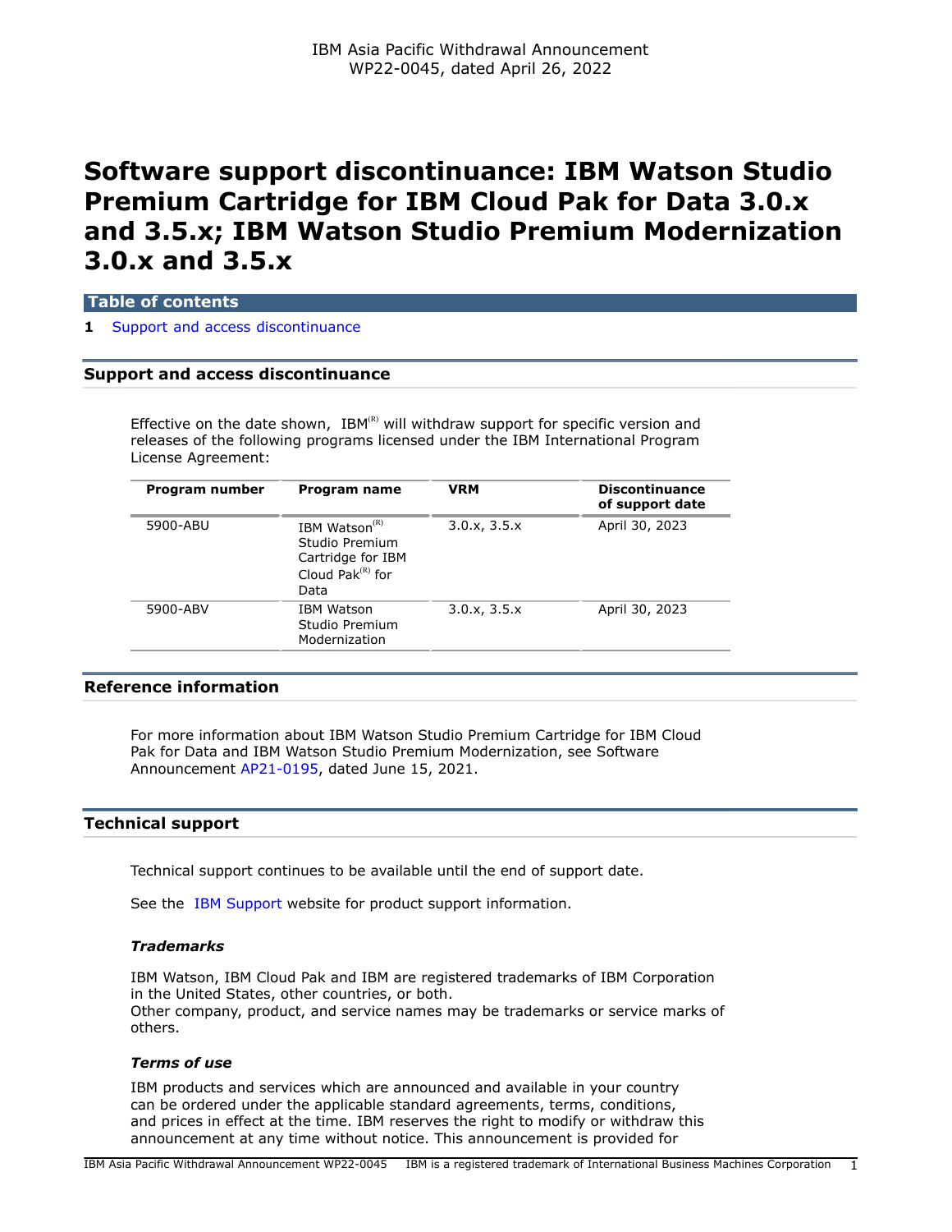IBM Asia Pacific Withdrawal Announcement
WP22-0045, dated April 26, 2022

# Software support discontinuance: IBM Watson Studio Premium Cartridge for IBM Cloud Pak for Data 3.0.x and 3.5.x; IBM Watson Studio Premium Modernization 3.0.x and 3.5.x

**Table of contents**

**1** Support and access discontinuance

## Support and access discontinuance

Effective on the date shown, IBM(R) will withdraw support for specific version and releases of the following programs licensed under the IBM International Program License Agreement:

| Program number | Program name | VRM | Discontinuance of support date |
|---|---|---|---|
| 5900-ABU | IBM Watson(R) Studio Premium Cartridge for IBM Cloud Pak(R) for Data | 3.0.x, 3.5.x | April 30, 2023 |
| 5900-ABV | IBM Watson Studio Premium Modernization | 3.0.x, 3.5.x | April 30, 2023 |

## Reference information

For more information about IBM Watson Studio Premium Cartridge for IBM Cloud Pak for Data and IBM Watson Studio Premium Modernization, see Software Announcement AP21-0195, dated June 15, 2021.

## Technical support

Technical support continues to be available until the end of support date.

See the IBM Support website for product support information.

### *Trademarks*

IBM Watson, IBM Cloud Pak and IBM are registered trademarks of IBM Corporation in the United States, other countries, or both.
Other company, product, and service names may be trademarks or service marks of others.

### *Terms of use*

IBM products and services which are announced and available in your country can be ordered under the applicable standard agreements, terms, conditions, and prices in effect at the time. IBM reserves the right to modify or withdraw this announcement at any time without notice. This announcement is provided for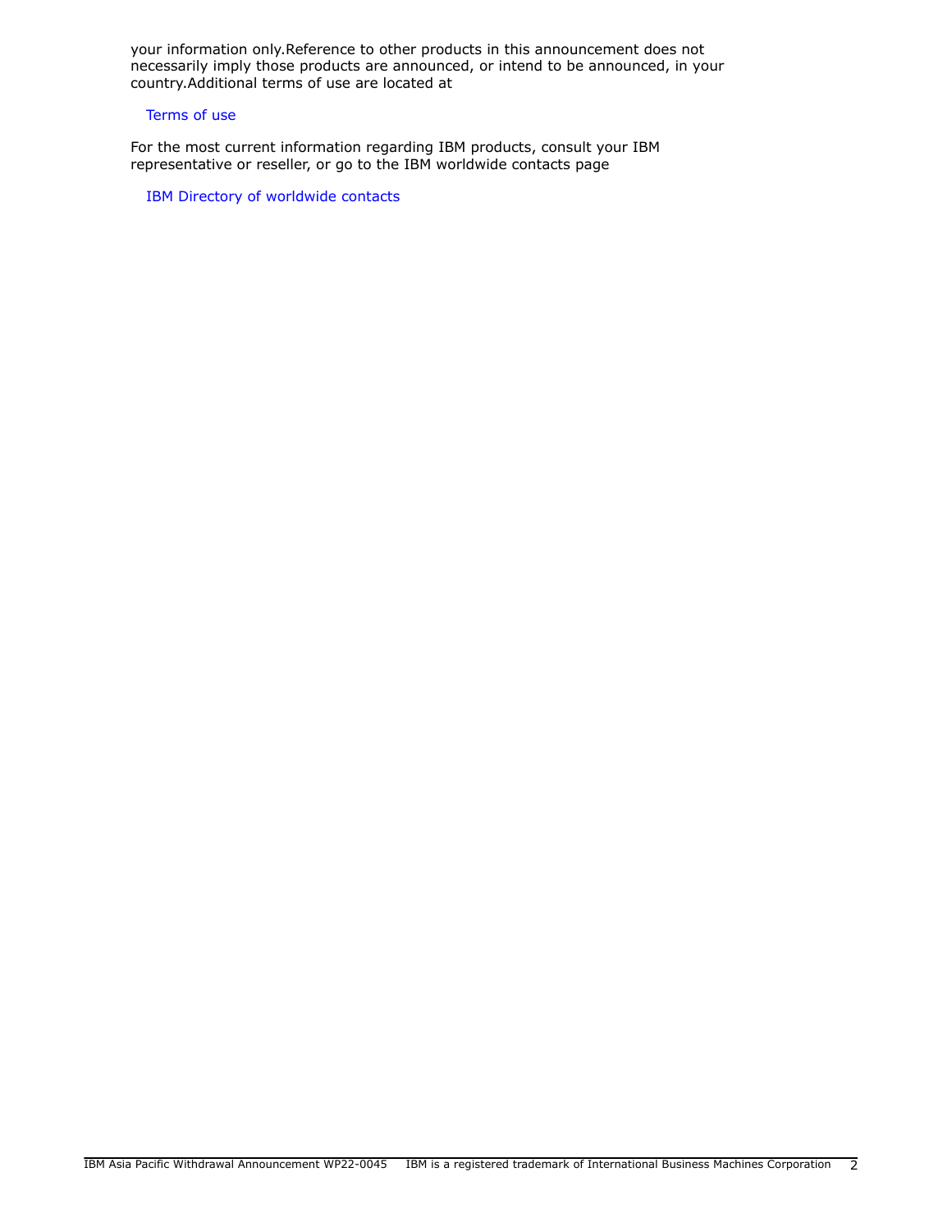your information only.Reference to other products in this announcement does not necessarily imply those products are announced, or intend to be announced, in your country.Additional terms of use are located at

Terms of use

For the most current information regarding IBM products, consult your IBM representative or reseller, or go to the IBM worldwide contacts page

IBM Directory of worldwide contacts